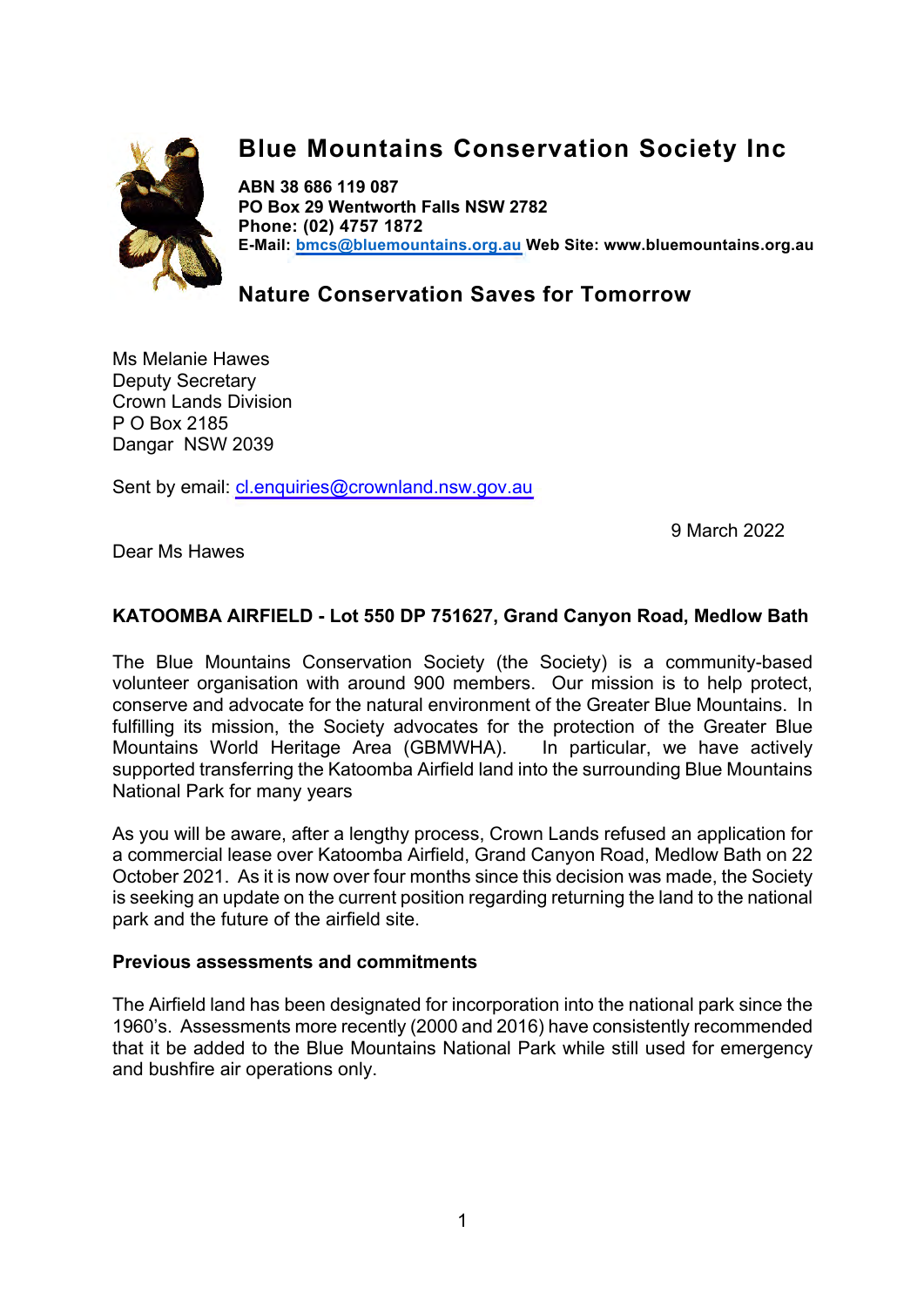# Blue Mountains Conservation Society Inc

**ABN 38 686 119 087**
**PO Box 29 Wentworth Falls NSW 2782**
**Phone: (02) 4757 1872**
**E-Mail: bmcs@bluemountains.org.au Web Site: www.bluemountains.org.au**

## Nature Conservation Saves for Tomorrow

Ms Melanie Hawes
Deputy Secretary
Crown Lands Division
P O Box 2185
Dangar NSW 2039

Sent by email: cl.enquiries@crownland.nsw.gov.au

9 March 2022

Dear Ms Hawes

**KATOOMBA AIRFIELD - Lot 550 DP 751627, Grand Canyon Road, Medlow Bath**

The Blue Mountains Conservation Society (the Society) is a community-based volunteer organisation with around 900 members. Our mission is to help protect, conserve and advocate for the natural environment of the Greater Blue Mountains. In fulfilling its mission, the Society advocates for the protection of the Greater Blue Mountains World Heritage Area (GBMWHA). In particular, we have actively supported transferring the Katoomba Airfield land into the surrounding Blue Mountains National Park for many years

As you will be aware, after a lengthy process, Crown Lands refused an application for a commercial lease over Katoomba Airfield, Grand Canyon Road, Medlow Bath on 22 October 2021. As it is now over four months since this decision was made, the Society is seeking an update on the current position regarding returning the land to the national park and the future of the airfield site.

**Previous assessments and commitments**

The Airfield land has been designated for incorporation into the national park since the 1960's. Assessments more recently (2000 and 2016) have consistently recommended that it be added to the Blue Mountains National Park while still used for emergency and bushfire air operations only.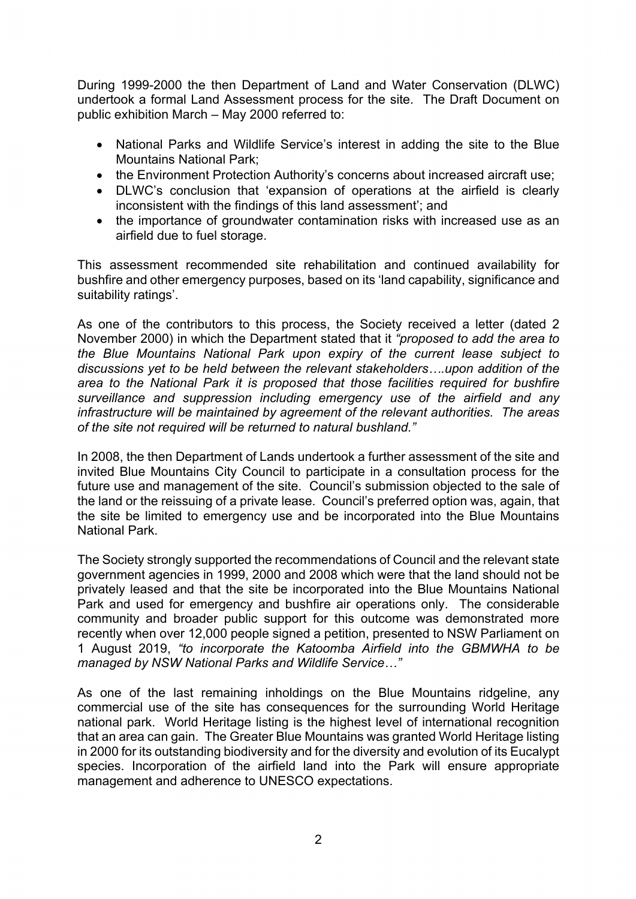During 1999-2000 the then Department of Land and Water Conservation (DLWC) undertook a formal Land Assessment process for the site. The Draft Document on public exhibition March – May 2000 referred to:

- National Parks and Wildlife Service's interest in adding the site to the Blue Mountains National Park;
- the Environment Protection Authority's concerns about increased aircraft use;
- DLWC's conclusion that 'expansion of operations at the airfield is clearly inconsistent with the findings of this land assessment'; and
- the importance of groundwater contamination risks with increased use as an airfield due to fuel storage.

This assessment recommended site rehabilitation and continued availability for bushfire and other emergency purposes, based on its 'land capability, significance and suitability ratings'.

As one of the contributors to this process, the Society received a letter (dated 2 November 2000) in which the Department stated that it *"proposed to add the area to the Blue Mountains National Park upon expiry of the current lease subject to discussions yet to be held between the relevant stakeholders….upon addition of the area to the National Park it is proposed that those facilities required for bushfire surveillance and suppression including emergency use of the airfield and any infrastructure will be maintained by agreement of the relevant authorities. The areas of the site not required will be returned to natural bushland."*

In 2008, the then Department of Lands undertook a further assessment of the site and invited Blue Mountains City Council to participate in a consultation process for the future use and management of the site. Council's submission objected to the sale of the land or the reissuing of a private lease. Council's preferred option was, again, that the site be limited to emergency use and be incorporated into the Blue Mountains National Park.

The Society strongly supported the recommendations of Council and the relevant state government agencies in 1999, 2000 and 2008 which were that the land should not be privately leased and that the site be incorporated into the Blue Mountains National Park and used for emergency and bushfire air operations only. The considerable community and broader public support for this outcome was demonstrated more recently when over 12,000 people signed a petition, presented to NSW Parliament on 1 August 2019, *"to incorporate the Katoomba Airfield into the GBMWHA to be managed by NSW National Parks and Wildlife Service…"*

As one of the last remaining inholdings on the Blue Mountains ridgeline, any commercial use of the site has consequences for the surrounding World Heritage national park. World Heritage listing is the highest level of international recognition that an area can gain. The Greater Blue Mountains was granted World Heritage listing in 2000 for its outstanding biodiversity and for the diversity and evolution of its Eucalypt species. Incorporation of the airfield land into the Park will ensure appropriate management and adherence to UNESCO expectations.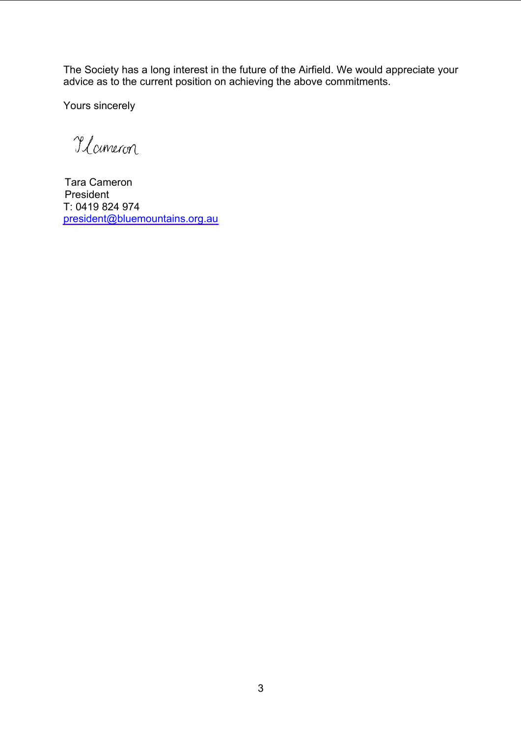The Society has a long interest in the future of the Airfield. We would appreciate your advice as to the current position on achieving the above commitments.

Yours sincerely

T Cameron

Tara Cameron
President
T: 0419 824 974
president@bluemountains.org.au